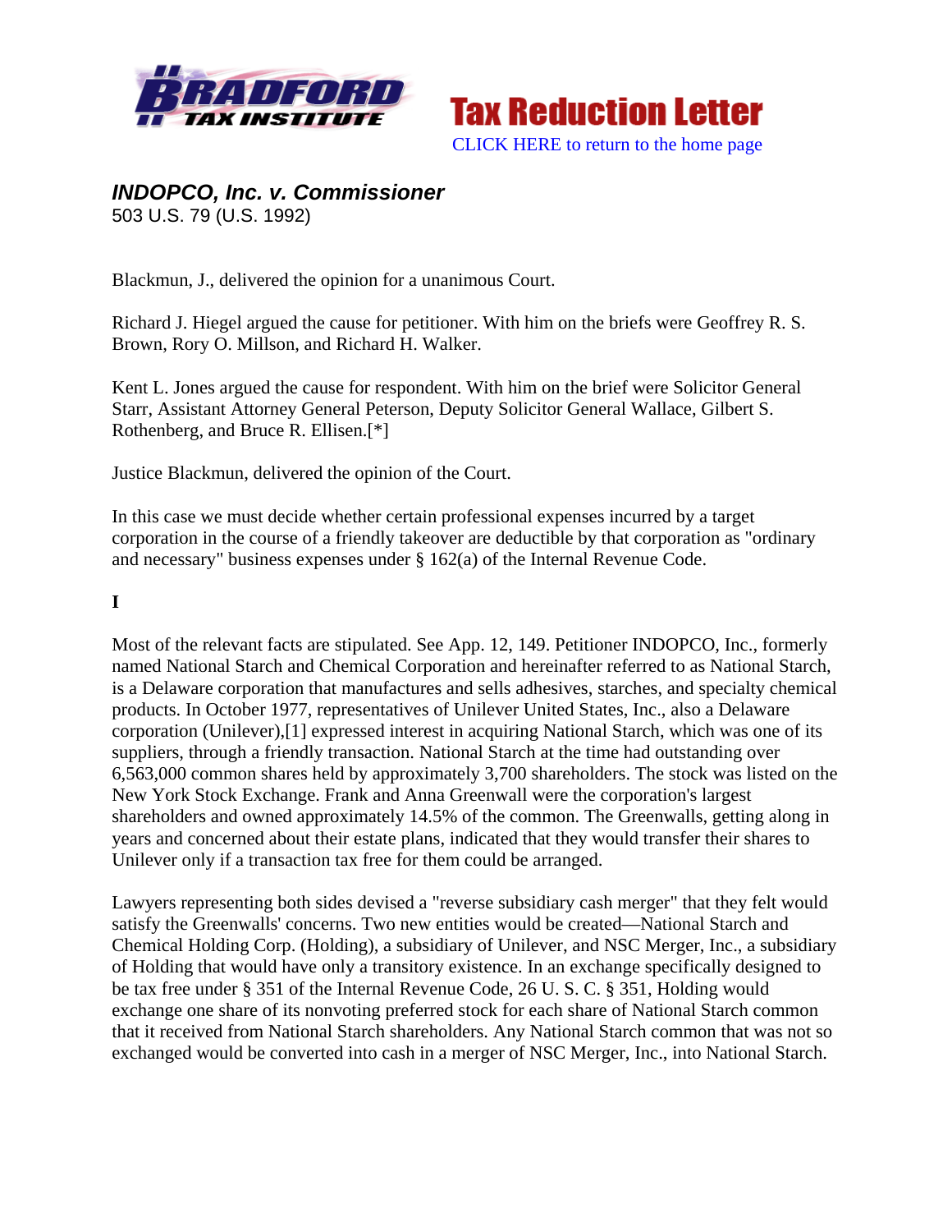Tax Reduction Letter

CLICK HERE to return to the home page

## *INDOPCO, Inc. v. Commissioner*

503 U.S. 79 (U.S. 1992)

Blackmun, J., delivered the opinion for a unanimous Court.

Richard J. Hiegel argued the cause for petitioner. With him on the briefs were Geoffrey R. S. Brown, Rory O. Millson, and Richard H. Walker.

Kent L. Jones argued the cause for respondent. With him on the brief were Solicitor General Starr, Assistant Attorney General Peterson, Deputy Solicitor General Wallace, Gilbert S. Rothenberg, and Bruce R. Ellisen.[*]

Justice Blackmun, delivered the opinion of the Court.

In this case we must decide whether certain professional expenses incurred by a target corporation in the course of a friendly takeover are deductible by that corporation as "ordinary and necessary" business expenses under § 162(a) of the Internal Revenue Code.

**I**

Most of the relevant facts are stipulated. See App. 12, 149. Petitioner INDOPCO, Inc., formerly named National Starch and Chemical Corporation and hereinafter referred to as National Starch, is a Delaware corporation that manufactures and sells adhesives, starches, and specialty chemical products. In October 1977, representatives of Unilever United States, Inc., also a Delaware corporation (Unilever),[1] expressed interest in acquiring National Starch, which was one of its suppliers, through a friendly transaction. National Starch at the time had outstanding over 6,563,000 common shares held by approximately 3,700 shareholders. The stock was listed on the New York Stock Exchange. Frank and Anna Greenwall were the corporation's largest shareholders and owned approximately 14.5% of the common. The Greenwalls, getting along in years and concerned about their estate plans, indicated that they would transfer their shares to Unilever only if a transaction tax free for them could be arranged.

Lawyers representing both sides devised a "reverse subsidiary cash merger" that they felt would satisfy the Greenwalls' concerns. Two new entities would be created—National Starch and Chemical Holding Corp. (Holding), a subsidiary of Unilever, and NSC Merger, Inc., a subsidiary of Holding that would have only a transitory existence. In an exchange specifically designed to be tax free under § 351 of the Internal Revenue Code, 26 U. S. C. § 351, Holding would exchange one share of its nonvoting preferred stock for each share of National Starch common that it received from National Starch shareholders. Any National Starch common that was not so exchanged would be converted into cash in a merger of NSC Merger, Inc., into National Starch.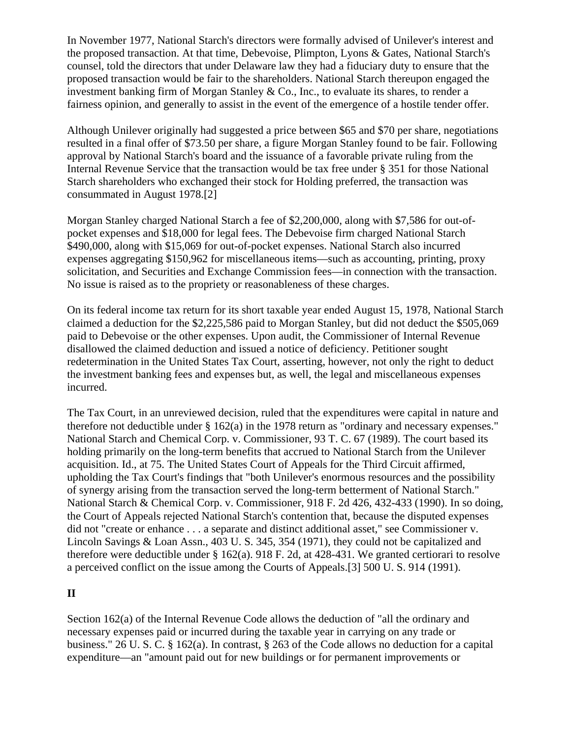In November 1977, National Starch's directors were formally advised of Unilever's interest and the proposed transaction. At that time, Debevoise, Plimpton, Lyons & Gates, National Starch's counsel, told the directors that under Delaware law they had a fiduciary duty to ensure that the proposed transaction would be fair to the shareholders. National Starch thereupon engaged the investment banking firm of Morgan Stanley & Co., Inc., to evaluate its shares, to render a fairness opinion, and generally to assist in the event of the emergence of a hostile tender offer.

Although Unilever originally had suggested a price between $65 and $70 per share, negotiations resulted in a final offer of $73.50 per share, a figure Morgan Stanley found to be fair. Following approval by National Starch's board and the issuance of a favorable private ruling from the Internal Revenue Service that the transaction would be tax free under § 351 for those National Starch shareholders who exchanged their stock for Holding preferred, the transaction was consummated in August 1978.[2]

Morgan Stanley charged National Starch a fee of $2,200,000, along with $7,586 for out-of-pocket expenses and $18,000 for legal fees. The Debevoise firm charged National Starch $490,000, along with $15,069 for out-of-pocket expenses. National Starch also incurred expenses aggregating $150,962 for miscellaneous items—such as accounting, printing, proxy solicitation, and Securities and Exchange Commission fees—in connection with the transaction. No issue is raised as to the propriety or reasonableness of these charges.

On its federal income tax return for its short taxable year ended August 15, 1978, National Starch claimed a deduction for the $2,225,586 paid to Morgan Stanley, but did not deduct the $505,069 paid to Debevoise or the other expenses. Upon audit, the Commissioner of Internal Revenue disallowed the claimed deduction and issued a notice of deficiency. Petitioner sought redetermination in the United States Tax Court, asserting, however, not only the right to deduct the investment banking fees and expenses but, as well, the legal and miscellaneous expenses incurred.

The Tax Court, in an unreviewed decision, ruled that the expenditures were capital in nature and therefore not deductible under § 162(a) in the 1978 return as "ordinary and necessary expenses." National Starch and Chemical Corp. v. Commissioner, 93 T. C. 67 (1989). The court based its holding primarily on the long-term benefits that accrued to National Starch from the Unilever acquisition. Id., at 75. The United States Court of Appeals for the Third Circuit affirmed, upholding the Tax Court's findings that "both Unilever's enormous resources and the possibility of synergy arising from the transaction served the long-term betterment of National Starch." National Starch & Chemical Corp. v. Commissioner, 918 F. 2d 426, 432-433 (1990). In so doing, the Court of Appeals rejected National Starch's contention that, because the disputed expenses did not "create or enhance . . . a separate and distinct additional asset," see Commissioner v. Lincoln Savings & Loan Assn., 403 U. S. 345, 354 (1971), they could not be capitalized and therefore were deductible under § 162(a). 918 F. 2d, at 428-431. We granted certiorari to resolve a perceived conflict on the issue among the Courts of Appeals.[3] 500 U. S. 914 (1991).

## II

Section 162(a) of the Internal Revenue Code allows the deduction of "all the ordinary and necessary expenses paid or incurred during the taxable year in carrying on any trade or business." 26 U. S. C. § 162(a). In contrast, § 263 of the Code allows no deduction for a capital expenditure—an "amount paid out for new buildings or for permanent improvements or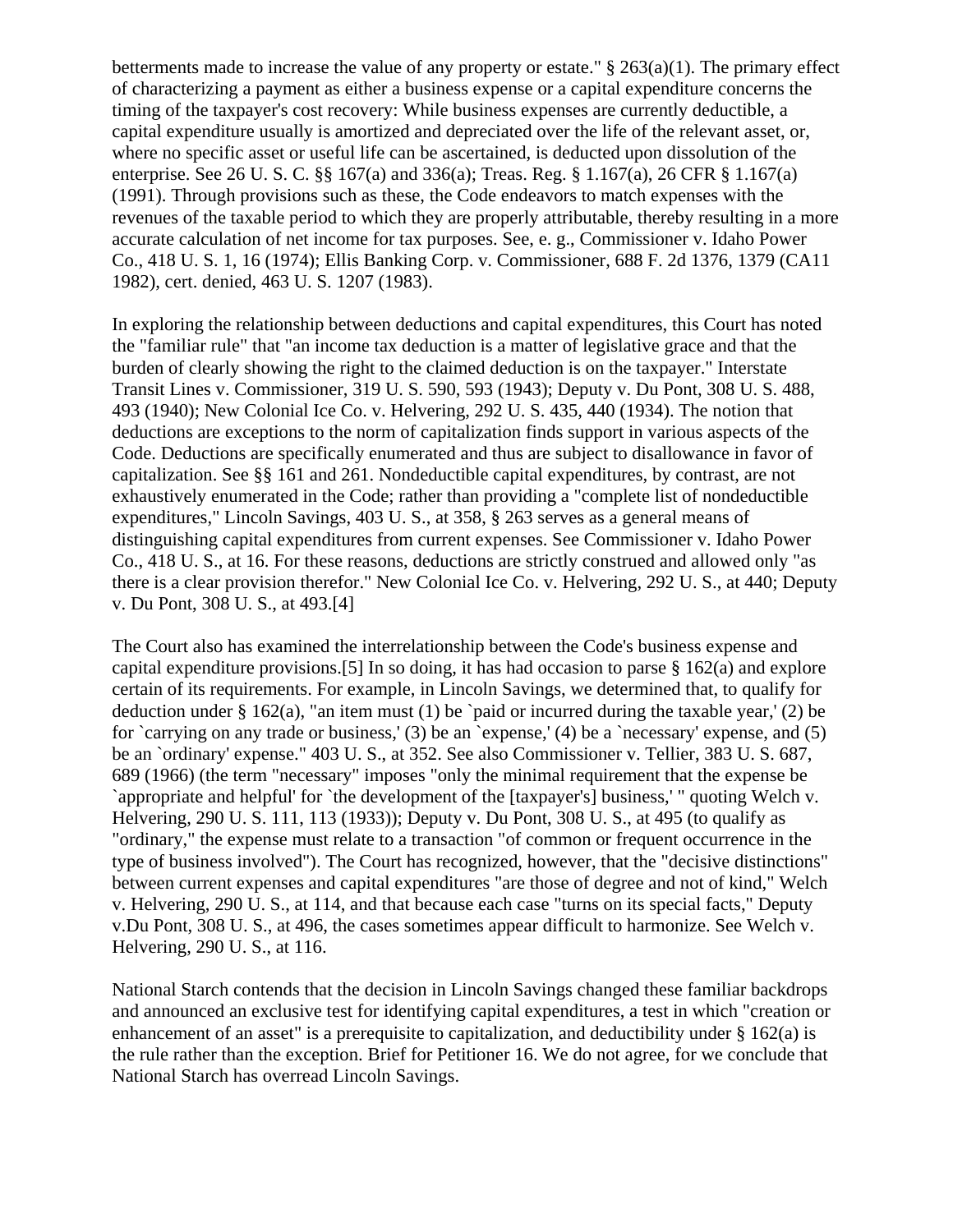betterments made to increase the value of any property or estate." § 263(a)(1). The primary effect of characterizing a payment as either a business expense or a capital expenditure concerns the timing of the taxpayer's cost recovery: While business expenses are currently deductible, a capital expenditure usually is amortized and depreciated over the life of the relevant asset, or, where no specific asset or useful life can be ascertained, is deducted upon dissolution of the enterprise. See 26 U. S. C. §§ 167(a) and 336(a); Treas. Reg. § 1.167(a), 26 CFR § 1.167(a) (1991). Through provisions such as these, the Code endeavors to match expenses with the revenues of the taxable period to which they are properly attributable, thereby resulting in a more accurate calculation of net income for tax purposes. See, e. g., Commissioner v. Idaho Power Co., 418 U. S. 1, 16 (1974); Ellis Banking Corp. v. Commissioner, 688 F. 2d 1376, 1379 (CA11 1982), cert. denied, 463 U. S. 1207 (1983).

In exploring the relationship between deductions and capital expenditures, this Court has noted the "familiar rule" that "an income tax deduction is a matter of legislative grace and that the burden of clearly showing the right to the claimed deduction is on the taxpayer." Interstate Transit Lines v. Commissioner, 319 U. S. 590, 593 (1943); Deputy v. Du Pont, 308 U. S. 488, 493 (1940); New Colonial Ice Co. v. Helvering, 292 U. S. 435, 440 (1934). The notion that deductions are exceptions to the norm of capitalization finds support in various aspects of the Code. Deductions are specifically enumerated and thus are subject to disallowance in favor of capitalization. See §§ 161 and 261. Nondeductible capital expenditures, by contrast, are not exhaustively enumerated in the Code; rather than providing a "complete list of nondeductible expenditures," Lincoln Savings, 403 U. S., at 358, § 263 serves as a general means of distinguishing capital expenditures from current expenses. See Commissioner v. Idaho Power Co., 418 U. S., at 16. For these reasons, deductions are strictly construed and allowed only "as there is a clear provision therefor." New Colonial Ice Co. v. Helvering, 292 U. S., at 440; Deputy v. Du Pont, 308 U. S., at 493.[4]

The Court also has examined the interrelationship between the Code's business expense and capital expenditure provisions.[5] In so doing, it has had occasion to parse § 162(a) and explore certain of its requirements. For example, in Lincoln Savings, we determined that, to qualify for deduction under § 162(a), "an item must (1) be `paid or incurred during the taxable year,' (2) be for `carrying on any trade or business,' (3) be an `expense,' (4) be a `necessary' expense, and (5) be an `ordinary' expense." 403 U. S., at 352. See also Commissioner v. Tellier, 383 U. S. 687, 689 (1966) (the term "necessary" imposes "only the minimal requirement that the expense be `appropriate and helpful' for `the development of the [taxpayer's] business,' " quoting Welch v. Helvering, 290 U. S. 111, 113 (1933)); Deputy v. Du Pont, 308 U. S., at 495 (to qualify as "ordinary," the expense must relate to a transaction "of common or frequent occurrence in the type of business involved"). The Court has recognized, however, that the "decisive distinctions" between current expenses and capital expenditures "are those of degree and not of kind," Welch v. Helvering, 290 U. S., at 114, and that because each case "turns on its special facts," Deputy v.Du Pont, 308 U. S., at 496, the cases sometimes appear difficult to harmonize. See Welch v. Helvering, 290 U. S., at 116.

National Starch contends that the decision in Lincoln Savings changed these familiar backdrops and announced an exclusive test for identifying capital expenditures, a test in which "creation or enhancement of an asset" is a prerequisite to capitalization, and deductibility under § 162(a) is the rule rather than the exception. Brief for Petitioner 16. We do not agree, for we conclude that National Starch has overread Lincoln Savings.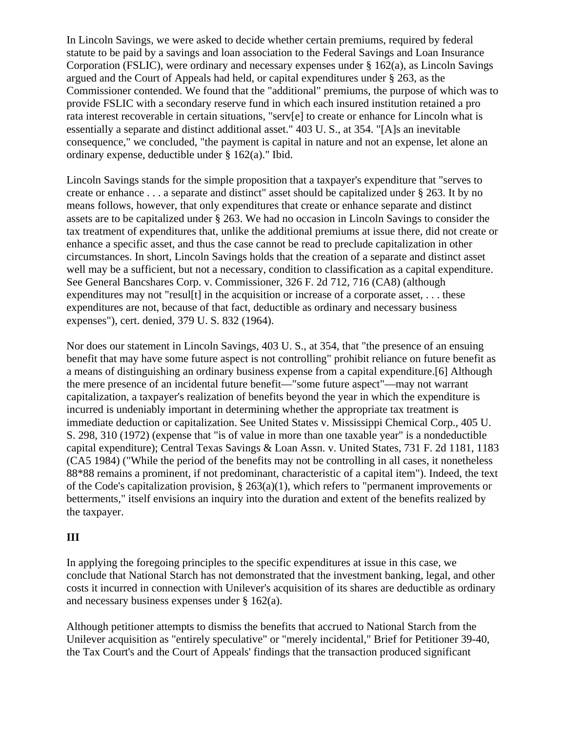In Lincoln Savings, we were asked to decide whether certain premiums, required by federal statute to be paid by a savings and loan association to the Federal Savings and Loan Insurance Corporation (FSLIC), were ordinary and necessary expenses under § 162(a), as Lincoln Savings argued and the Court of Appeals had held, or capital expenditures under § 263, as the Commissioner contended. We found that the "additional" premiums, the purpose of which was to provide FSLIC with a secondary reserve fund in which each insured institution retained a pro rata interest recoverable in certain situations, "serv[e] to create or enhance for Lincoln what is essentially a separate and distinct additional asset." 403 U. S., at 354. "[A]s an inevitable consequence," we concluded, "the payment is capital in nature and not an expense, let alone an ordinary expense, deductible under § 162(a)." Ibid.

Lincoln Savings stands for the simple proposition that a taxpayer's expenditure that "serves to create or enhance . . . a separate and distinct" asset should be capitalized under § 263. It by no means follows, however, that only expenditures that create or enhance separate and distinct assets are to be capitalized under § 263. We had no occasion in Lincoln Savings to consider the tax treatment of expenditures that, unlike the additional premiums at issue there, did not create or enhance a specific asset, and thus the case cannot be read to preclude capitalization in other circumstances. In short, Lincoln Savings holds that the creation of a separate and distinct asset well may be a sufficient, but not a necessary, condition to classification as a capital expenditure. See General Bancshares Corp. v. Commissioner, 326 F. 2d 712, 716 (CA8) (although expenditures may not "resul[t] in the acquisition or increase of a corporate asset, . . . these expenditures are not, because of that fact, deductible as ordinary and necessary business expenses"), cert. denied, 379 U. S. 832 (1964).

Nor does our statement in Lincoln Savings, 403 U. S., at 354, that "the presence of an ensuing benefit that may have some future aspect is not controlling" prohibit reliance on future benefit as a means of distinguishing an ordinary business expense from a capital expenditure.[6] Although the mere presence of an incidental future benefit—"some future aspect"—may not warrant capitalization, a taxpayer's realization of benefits beyond the year in which the expenditure is incurred is undeniably important in determining whether the appropriate tax treatment is immediate deduction or capitalization. See United States v. Mississippi Chemical Corp., 405 U. S. 298, 310 (1972) (expense that "is of value in more than one taxable year" is a nondeductible capital expenditure); Central Texas Savings & Loan Assn. v. United States, 731 F. 2d 1181, 1183 (CA5 1984) ("While the period of the benefits may not be controlling in all cases, it nonetheless 88*88 remains a prominent, if not predominant, characteristic of a capital item"). Indeed, the text of the Code's capitalization provision, § 263(a)(1), which refers to "permanent improvements or betterments," itself envisions an inquiry into the duration and extent of the benefits realized by the taxpayer.

### III

In applying the foregoing principles to the specific expenditures at issue in this case, we conclude that National Starch has not demonstrated that the investment banking, legal, and other costs it incurred in connection with Unilever's acquisition of its shares are deductible as ordinary and necessary business expenses under § 162(a).

Although petitioner attempts to dismiss the benefits that accrued to National Starch from the Unilever acquisition as "entirely speculative" or "merely incidental," Brief for Petitioner 39-40, the Tax Court's and the Court of Appeals' findings that the transaction produced significant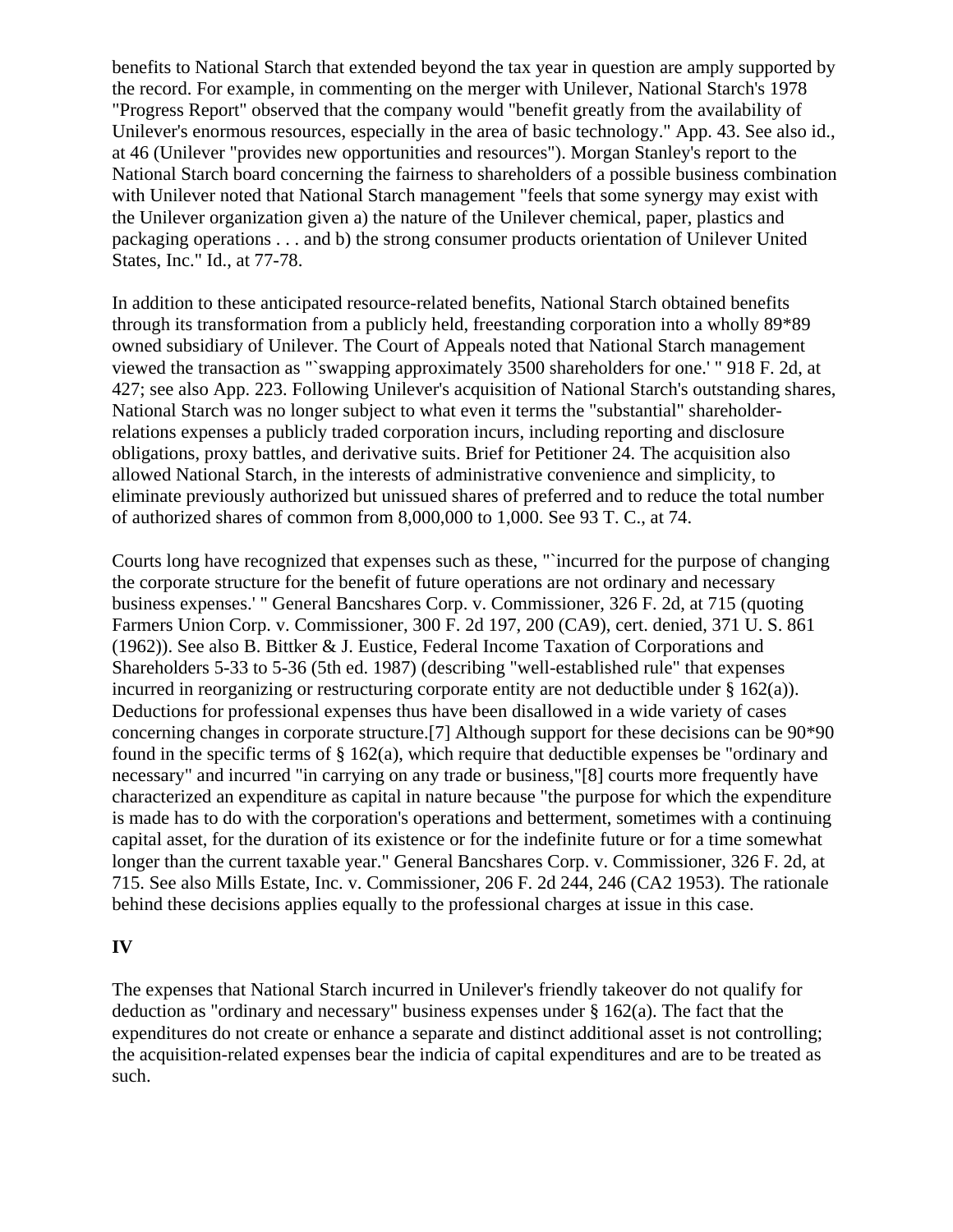benefits to National Starch that extended beyond the tax year in question are amply supported by the record. For example, in commenting on the merger with Unilever, National Starch's 1978 "Progress Report" observed that the company would "benefit greatly from the availability of Unilever's enormous resources, especially in the area of basic technology." App. 43. See also id., at 46 (Unilever "provides new opportunities and resources"). Morgan Stanley's report to the National Starch board concerning the fairness to shareholders of a possible business combination with Unilever noted that National Starch management "feels that some synergy may exist with the Unilever organization given a) the nature of the Unilever chemical, paper, plastics and packaging operations . . . and b) the strong consumer products orientation of Unilever United States, Inc." Id., at 77-78.

In addition to these anticipated resource-related benefits, National Starch obtained benefits through its transformation from a publicly held, freestanding corporation into a wholly 89*89 owned subsidiary of Unilever. The Court of Appeals noted that National Starch management viewed the transaction as "`swapping approximately 3500 shareholders for one.' " 918 F. 2d, at 427; see also App. 223. Following Unilever's acquisition of National Starch's outstanding shares, National Starch was no longer subject to what even it terms the "substantial" shareholder-relations expenses a publicly traded corporation incurs, including reporting and disclosure obligations, proxy battles, and derivative suits. Brief for Petitioner 24. The acquisition also allowed National Starch, in the interests of administrative convenience and simplicity, to eliminate previously authorized but unissued shares of preferred and to reduce the total number of authorized shares of common from 8,000,000 to 1,000. See 93 T. C., at 74.

Courts long have recognized that expenses such as these, "`incurred for the purpose of changing the corporate structure for the benefit of future operations are not ordinary and necessary business expenses.' " General Bancshares Corp. v. Commissioner, 326 F. 2d, at 715 (quoting Farmers Union Corp. v. Commissioner, 300 F. 2d 197, 200 (CA9), cert. denied, 371 U. S. 861 (1962)). See also B. Bittker & J. Eustice, Federal Income Taxation of Corporations and Shareholders 5-33 to 5-36 (5th ed. 1987) (describing "well-established rule" that expenses incurred in reorganizing or restructuring corporate entity are not deductible under § 162(a)). Deductions for professional expenses thus have been disallowed in a wide variety of cases concerning changes in corporate structure.[7] Although support for these decisions can be 90*90 found in the specific terms of § 162(a), which require that deductible expenses be "ordinary and necessary" and incurred "in carrying on any trade or business,"[8] courts more frequently have characterized an expenditure as capital in nature because "the purpose for which the expenditure is made has to do with the corporation's operations and betterment, sometimes with a continuing capital asset, for the duration of its existence or for the indefinite future or for a time somewhat longer than the current taxable year." General Bancshares Corp. v. Commissioner, 326 F. 2d, at 715. See also Mills Estate, Inc. v. Commissioner, 206 F. 2d 244, 246 (CA2 1953). The rationale behind these decisions applies equally to the professional charges at issue in this case.

**IV**

The expenses that National Starch incurred in Unilever's friendly takeover do not qualify for deduction as "ordinary and necessary" business expenses under § 162(a). The fact that the expenditures do not create or enhance a separate and distinct additional asset is not controlling; the acquisition-related expenses bear the indicia of capital expenditures and are to be treated as such.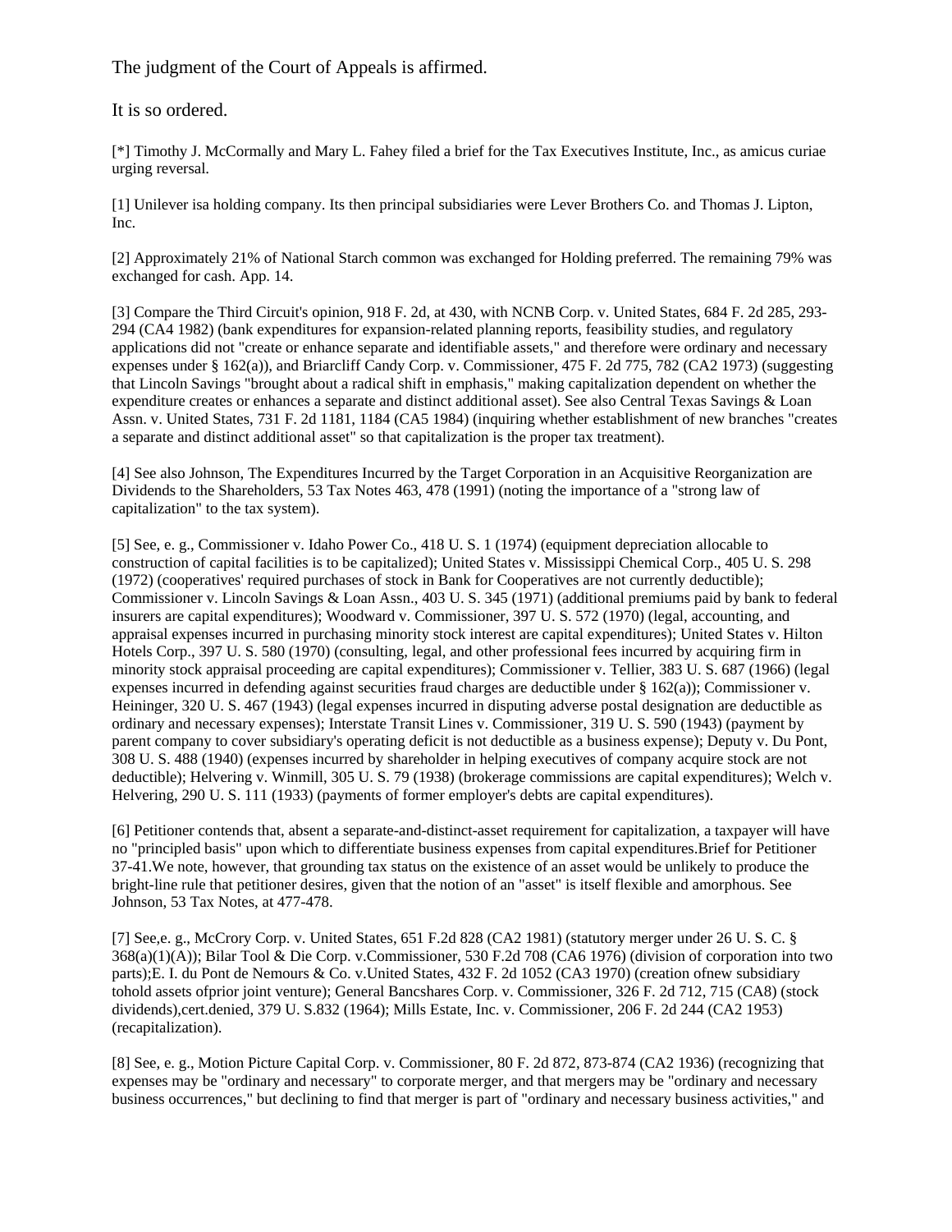The judgment of the Court of Appeals is affirmed.

It is so ordered.

[*] Timothy J. McCormally and Mary L. Fahey filed a brief for the Tax Executives Institute, Inc., as amicus curiae urging reversal.

[1] Unilever isa holding company. Its then principal subsidiaries were Lever Brothers Co. and Thomas J. Lipton, Inc.

[2] Approximately 21% of National Starch common was exchanged for Holding preferred. The remaining 79% was exchanged for cash. App. 14.

[3] Compare the Third Circuit's opinion, 918 F. 2d, at 430, with NCNB Corp. v. United States, 684 F. 2d 285, 293-294 (CA4 1982) (bank expenditures for expansion-related planning reports, feasibility studies, and regulatory applications did not "create or enhance separate and identifiable assets," and therefore were ordinary and necessary expenses under § 162(a)), and Briarcliff Candy Corp. v. Commissioner, 475 F. 2d 775, 782 (CA2 1973) (suggesting that Lincoln Savings "brought about a radical shift in emphasis," making capitalization dependent on whether the expenditure creates or enhances a separate and distinct additional asset). See also Central Texas Savings & Loan Assn. v. United States, 731 F. 2d 1181, 1184 (CA5 1984) (inquiring whether establishment of new branches "creates a separate and distinct additional asset" so that capitalization is the proper tax treatment).

[4] See also Johnson, The Expenditures Incurred by the Target Corporation in an Acquisitive Reorganization are Dividends to the Shareholders, 53 Tax Notes 463, 478 (1991) (noting the importance of a "strong law of capitalization" to the tax system).

[5] See, e. g., Commissioner v. Idaho Power Co., 418 U. S. 1 (1974) (equipment depreciation allocable to construction of capital facilities is to be capitalized); United States v. Mississippi Chemical Corp., 405 U. S. 298 (1972) (cooperatives' required purchases of stock in Bank for Cooperatives are not currently deductible); Commissioner v. Lincoln Savings & Loan Assn., 403 U. S. 345 (1971) (additional premiums paid by bank to federal insurers are capital expenditures); Woodward v. Commissioner, 397 U. S. 572 (1970) (legal, accounting, and appraisal expenses incurred in purchasing minority stock interest are capital expenditures); United States v. Hilton Hotels Corp., 397 U. S. 580 (1970) (consulting, legal, and other professional fees incurred by acquiring firm in minority stock appraisal proceeding are capital expenditures); Commissioner v. Tellier, 383 U. S. 687 (1966) (legal expenses incurred in defending against securities fraud charges are deductible under § 162(a)); Commissioner v. Heininger, 320 U. S. 467 (1943) (legal expenses incurred in disputing adverse postal designation are deductible as ordinary and necessary expenses); Interstate Transit Lines v. Commissioner, 319 U. S. 590 (1943) (payment by parent company to cover subsidiary's operating deficit is not deductible as a business expense); Deputy v. Du Pont, 308 U. S. 488 (1940) (expenses incurred by shareholder in helping executives of company acquire stock are not deductible); Helvering v. Winmill, 305 U. S. 79 (1938) (brokerage commissions are capital expenditures); Welch v. Helvering, 290 U. S. 111 (1933) (payments of former employer's debts are capital expenditures).

[6] Petitioner contends that, absent a separate-and-distinct-asset requirement for capitalization, a taxpayer will have no "principled basis" upon which to differentiate business expenses from capital expenditures.Brief for Petitioner 37-41.We note, however, that grounding tax status on the existence of an asset would be unlikely to produce the bright-line rule that petitioner desires, given that the notion of an "asset" is itself flexible and amorphous. See Johnson, 53 Tax Notes, at 477-478.

[7] See,e. g., McCrory Corp. v. United States, 651 F.2d 828 (CA2 1981) (statutory merger under 26 U. S. C. § 368(a)(1)(A)); Bilar Tool & Die Corp. v.Commissioner, 530 F.2d 708 (CA6 1976) (division of corporation into two parts);E. I. du Pont de Nemours & Co. v.United States, 432 F. 2d 1052 (CA3 1970) (creation ofnew subsidiary tohold assets ofprior joint venture); General Bancshares Corp. v. Commissioner, 326 F. 2d 712, 715 (CA8) (stock dividends),cert.denied, 379 U. S.832 (1964); Mills Estate, Inc. v. Commissioner, 206 F. 2d 244 (CA2 1953) (recapitalization).

[8] See, e. g., Motion Picture Capital Corp. v. Commissioner, 80 F. 2d 872, 873-874 (CA2 1936) (recognizing that expenses may be "ordinary and necessary" to corporate merger, and that mergers may be "ordinary and necessary business occurrences," but declining to find that merger is part of "ordinary and necessary business activities," and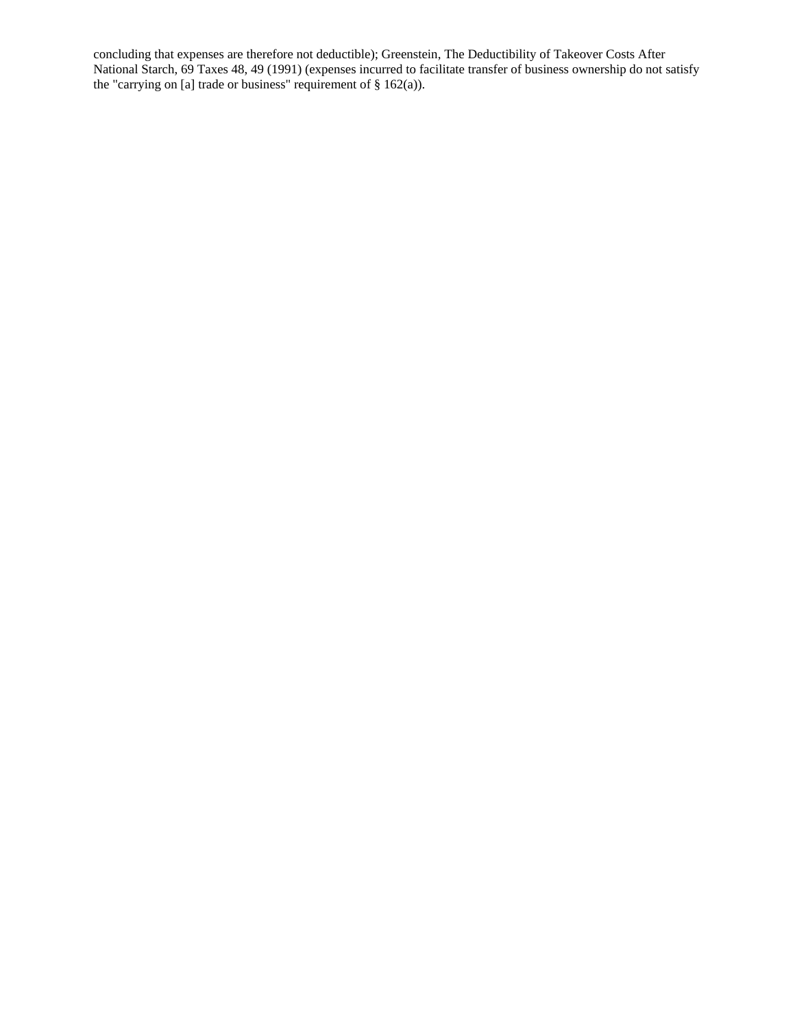concluding that expenses are therefore not deductible); Greenstein, The Deductibility of Takeover Costs After National Starch, 69 Taxes 48, 49 (1991) (expenses incurred to facilitate transfer of business ownership do not satisfy the "carrying on [a] trade or business" requirement of § 162(a)).